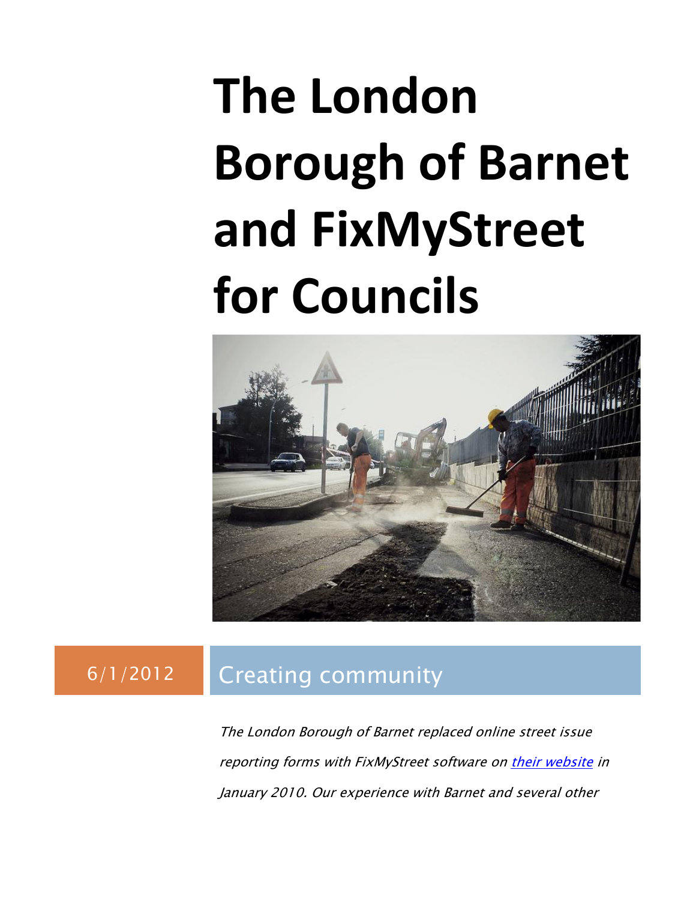# The London Borough of Barnet and FixMyStreet for Councils

6/1/2012

## Creating community

*The London Borough of Barnet replaced online street issue reporting forms with FixMyStreet software on [their website](their website) in January 2010. Our experience with Barnet and several other*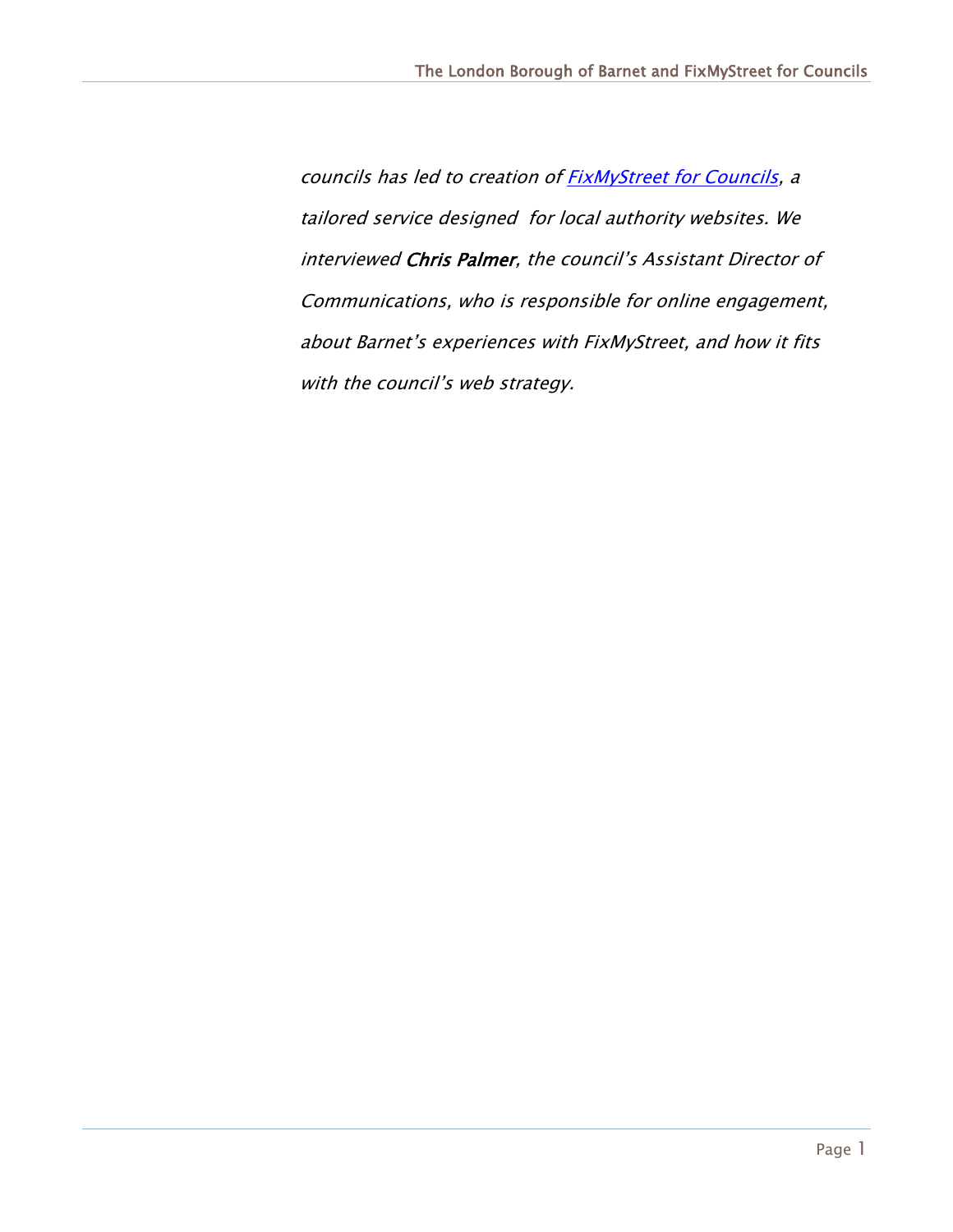*councils has led to creation of [FixMyStreet for Councils](FixMyStreet for Councils), a tailored service designed for local authority websites. We interviewed* **Chris Palmer***, the council's Assistant Director of Communications, who is responsible for online engagement, about Barnet's experiences with FixMyStreet, and how it fits with the council's web strategy.*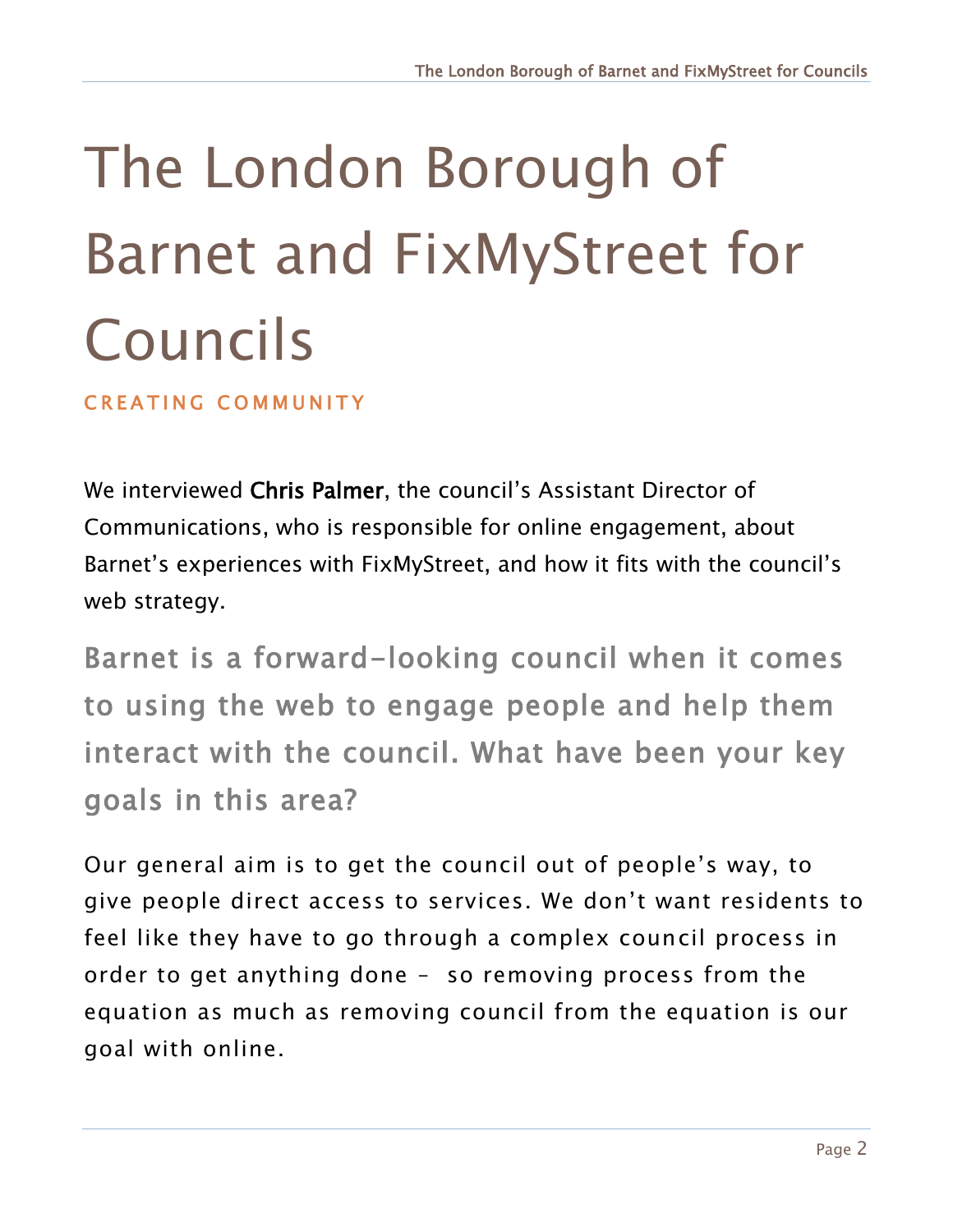# The London Borough of Barnet and FixMyStreet for Councils

## CREATING COMMUNITY

We interviewed **Chris Palmer**, the council's Assistant Director of Communications, who is responsible for online engagement, about Barnet's experiences with FixMyStreet, and how it fits with the council's web strategy.

### Barnet is a forward-looking council when it comes to using the web to engage people and help them interact with the council. What have been your key goals in this area?

Our general aim is to get the council out of people's way, to give people direct access to services. We don't want residents to feel like they have to go through a complex council process in order to get anything done – so removing process from the equation as much as removing council from the equation is our goal with online.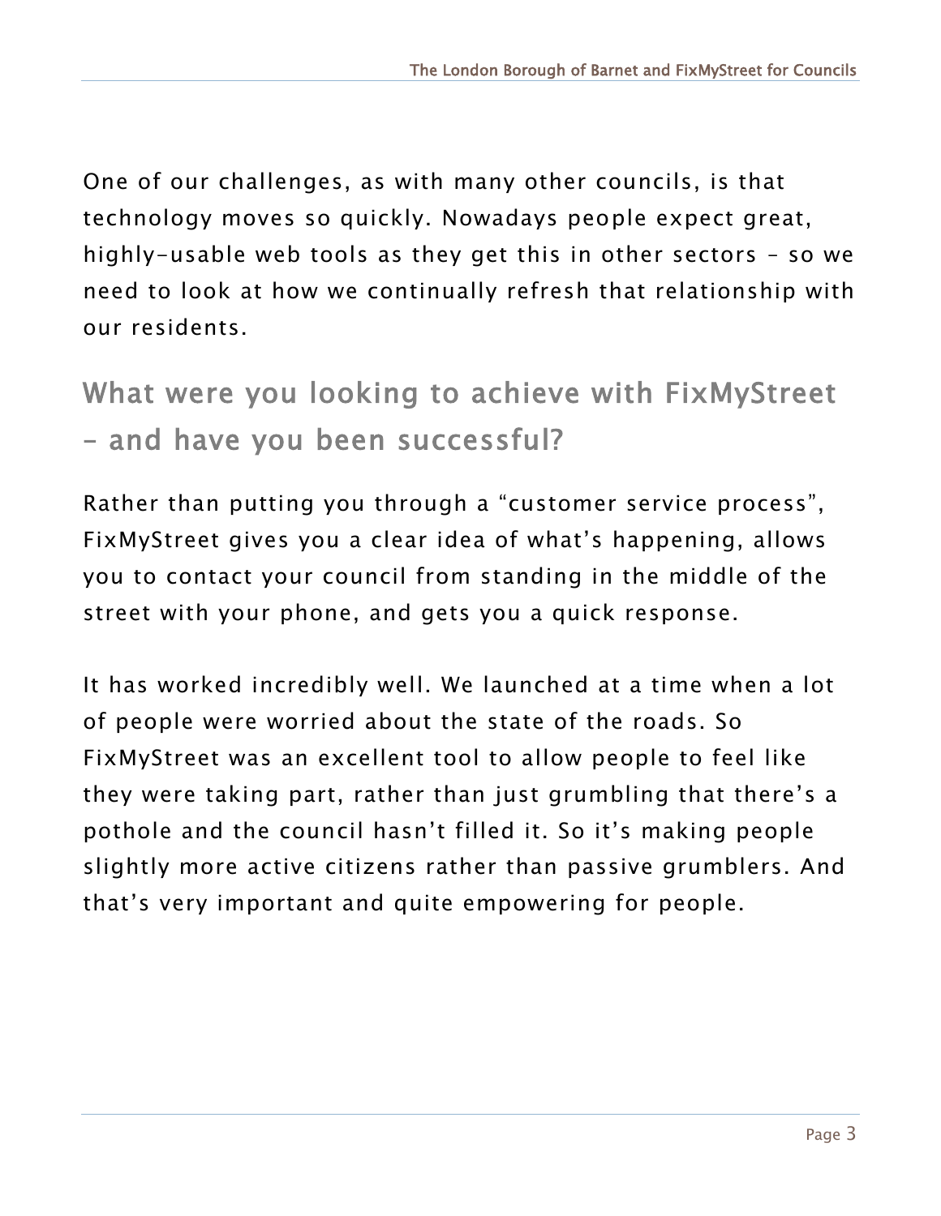One of our challenges, as with many other councils, is that technology moves so quickly. Nowadays people expect great, highly-usable web tools as they get this in other sectors – so we need to look at how we continually refresh that relationship with our residents.

## What were you looking to achieve with FixMyStreet – and have you been successful?

Rather than putting you through a "customer service process", FixMyStreet gives you a clear idea of what's happening, allows you to contact your council from standing in the middle of the street with your phone, and gets you a quick response.

It has worked incredibly well. We launched at a time when a lot of people were worried about the state of the roads. So FixMyStreet was an excellent tool to allow people to feel like they were taking part, rather than just grumbling that there's a pothole and the council hasn't filled it. So it's making people slightly more active citizens rather than passive grumblers. And that's very important and quite empowering for people.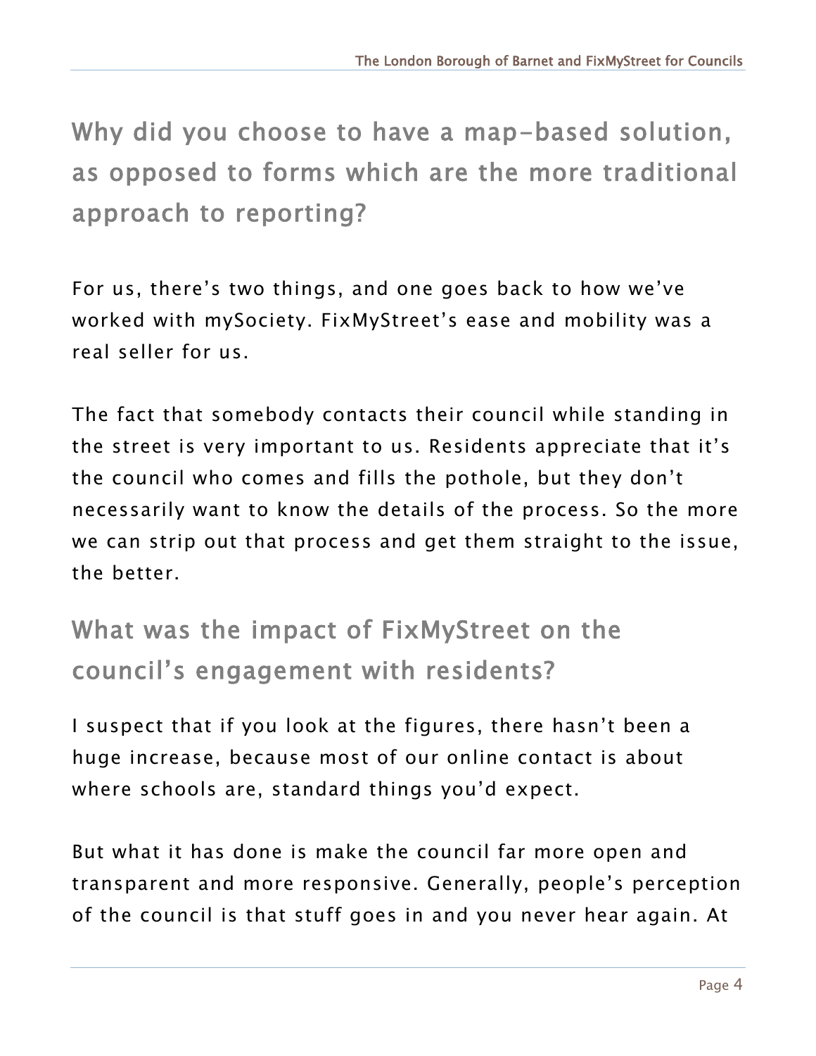## Why did you choose to have a map-based solution, as opposed to forms which are the more traditional approach to reporting?

For us, there's two things, and one goes back to how we've worked with mySociety. FixMyStreet's ease and mobility was a real seller for us.

The fact that somebody contacts their council while standing in the street is very important to us. Residents appreciate that it's the council who comes and fills the pothole, but they don't necessarily want to know the details of the process. So the more we can strip out that process and get them straight to the issue, the better.

## What was the impact of FixMyStreet on the council's engagement with residents?

I suspect that if you look at the figures, there hasn't been a huge increase, because most of our online contact is about where schools are, standard things you'd expect.

But what it has done is make the council far more open and transparent and more responsive. Generally, people's perception of the council is that stuff goes in and you never hear again. At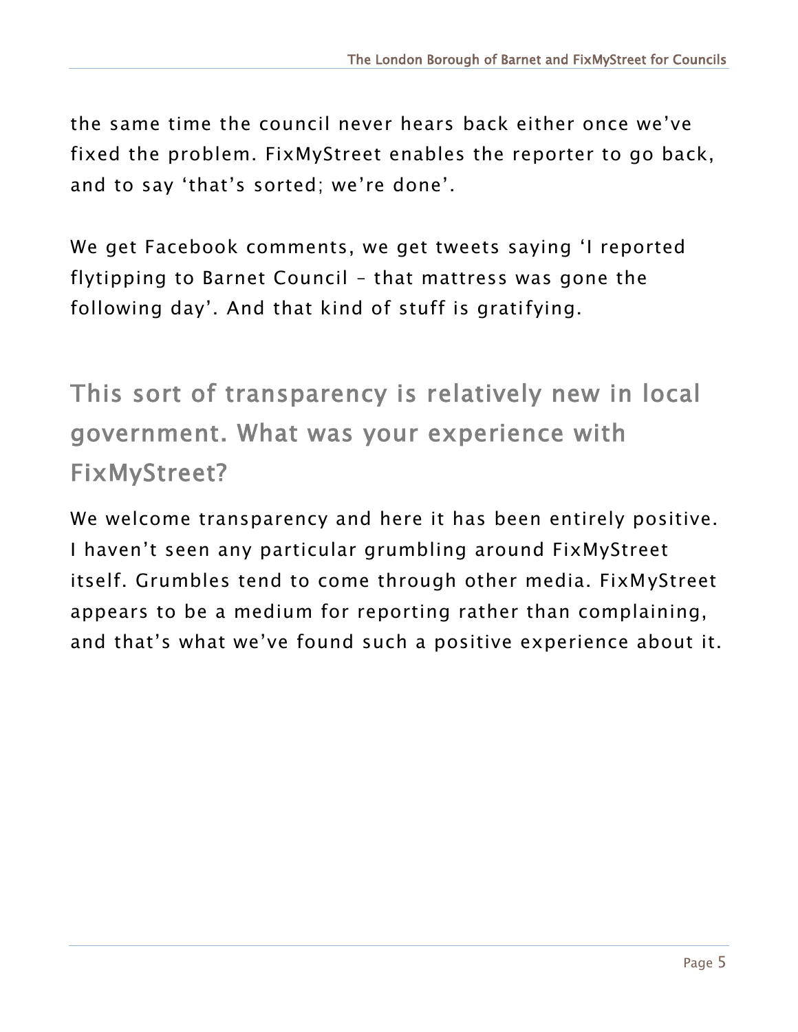the same time the council never hears back either once we've fixed the problem. FixMyStreet enables the reporter to go back, and to say 'that's sorted; we're done'.

We get Facebook comments, we get tweets saying 'I reported flytipping to Barnet Council – that mattress was gone the following day'. And that kind of stuff is gratifying.

## This sort of transparency is relatively new in local government. What was your experience with FixMyStreet?

We welcome transparency and here it has been entirely positive. I haven't seen any particular grumbling around FixMyStreet itself. Grumbles tend to come through other media. FixMyStreet appears to be a medium for reporting rather than complaining, and that's what we've found such a positive experience about it.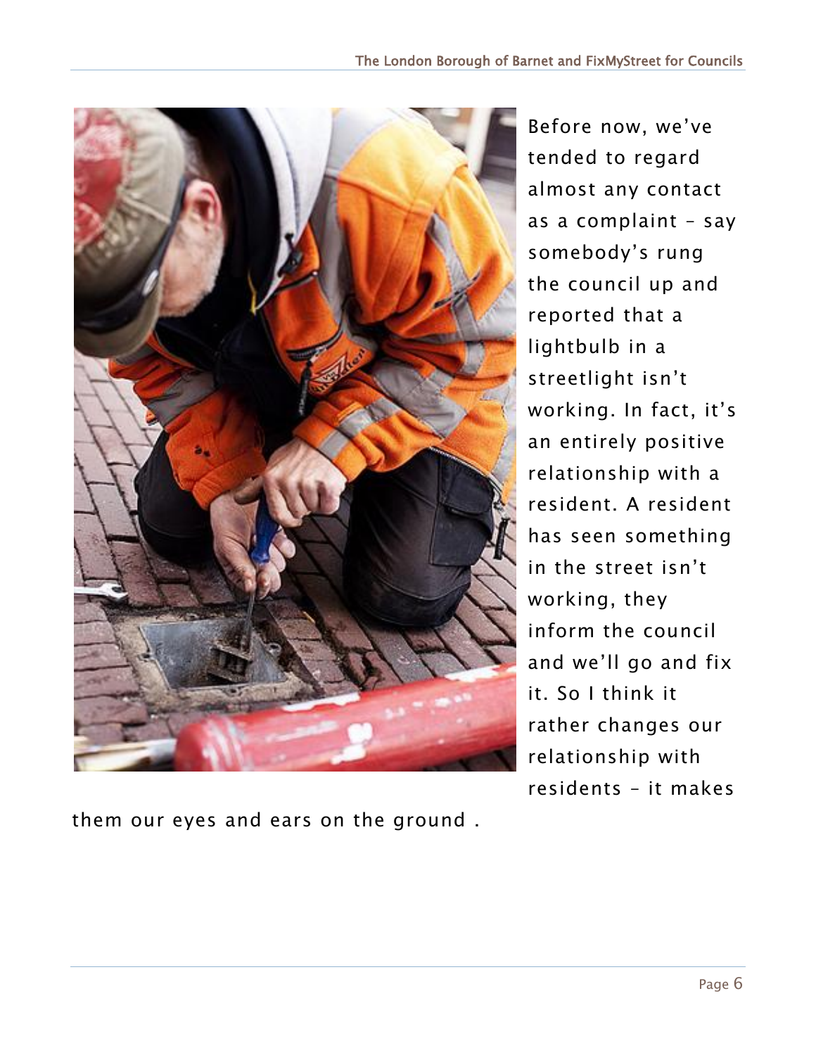Before now, we've tended to regard almost any contact as a complaint – say somebody's rung the council up and reported that a lightbulb in a streetlight isn't working. In fact, it's an entirely positive relationship with a resident. A resident has seen something in the street isn't working, they inform the council and we'll go and fix it. So I think it rather changes our relationship with residents – it makes them our eyes and ears on the ground .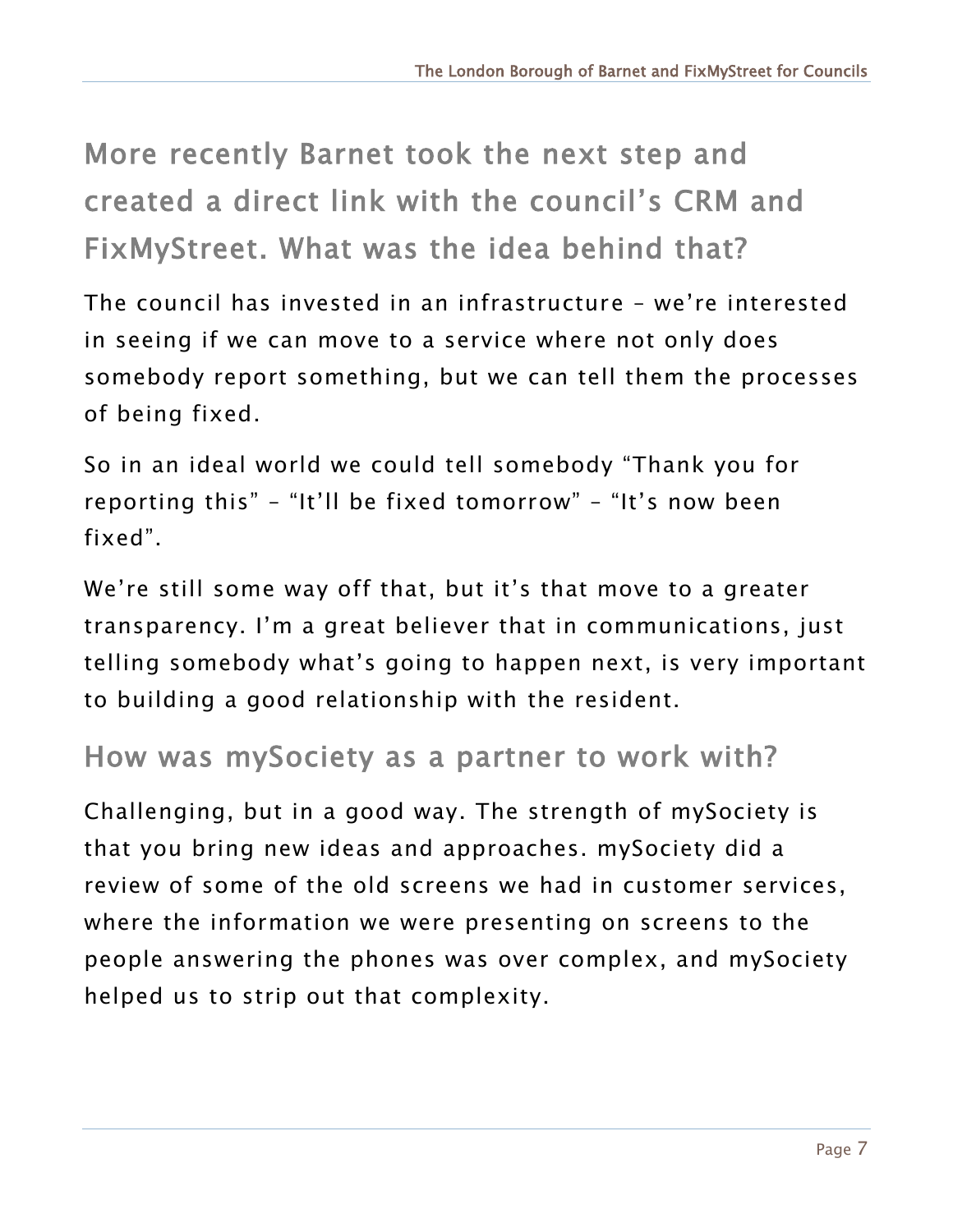## More recently Barnet took the next step and created a direct link with the council's CRM and FixMyStreet. What was the idea behind that?

The council has invested in an infrastructure – we're interested in seeing if we can move to a service where not only does somebody report something, but we can tell them the processes of being fixed.

So in an ideal world we could tell somebody "Thank you for reporting this" – "It'll be fixed tomorrow" – "It's now been fixed".

We're still some way off that, but it's that move to a greater transparency. I'm a great believer that in communications, just telling somebody what's going to happen next, is very important to building a good relationship with the resident.

## How was mySociety as a partner to work with?

Challenging, but in a good way. The strength of mySociety is that you bring new ideas and approaches. mySociety did a review of some of the old screens we had in customer services, where the information we were presenting on screens to the people answering the phones was over complex, and mySociety helped us to strip out that complexity.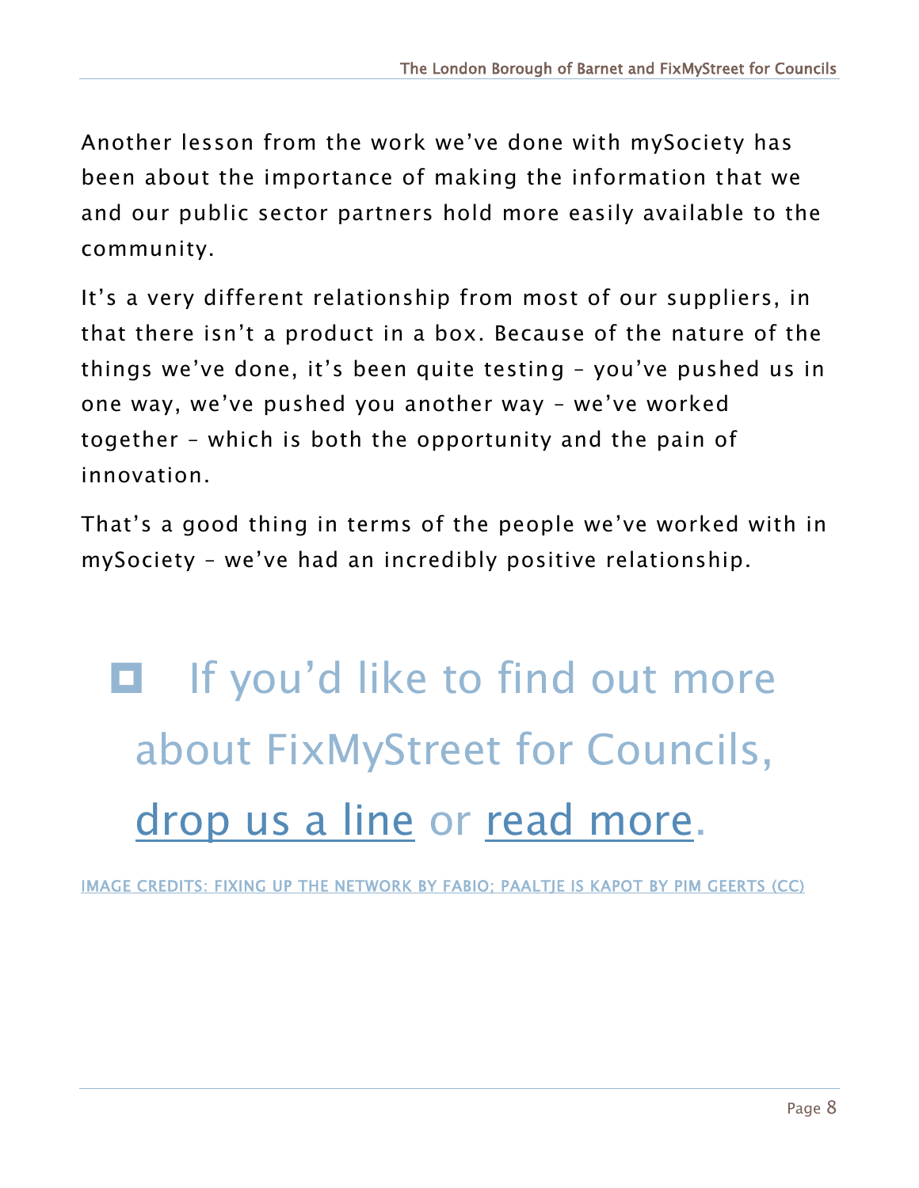Another lesson from the work we've done with mySociety has been about the importance of making the information that we and our public sector partners hold more easily available to the community.

It's a very different relationship from most of our suppliers, in that there isn't a product in a box. Because of the nature of the things we've done, it's been quite testing – you've pushed us in one way, we've pushed you another way – we've worked together – which is both the opportunity and the pain of innovation.

That's a good thing in terms of the people we've worked with in mySociety – we've had an incredibly positive relationship.

## ◘ If you'd like to find out more about FixMyStreet for Councils, drop us a line or read more.

IMAGE CREDITS: FIXING UP THE NETWORK BY FABIO; PAALTJE IS KAPOT BY PIM GEERTS (CC)